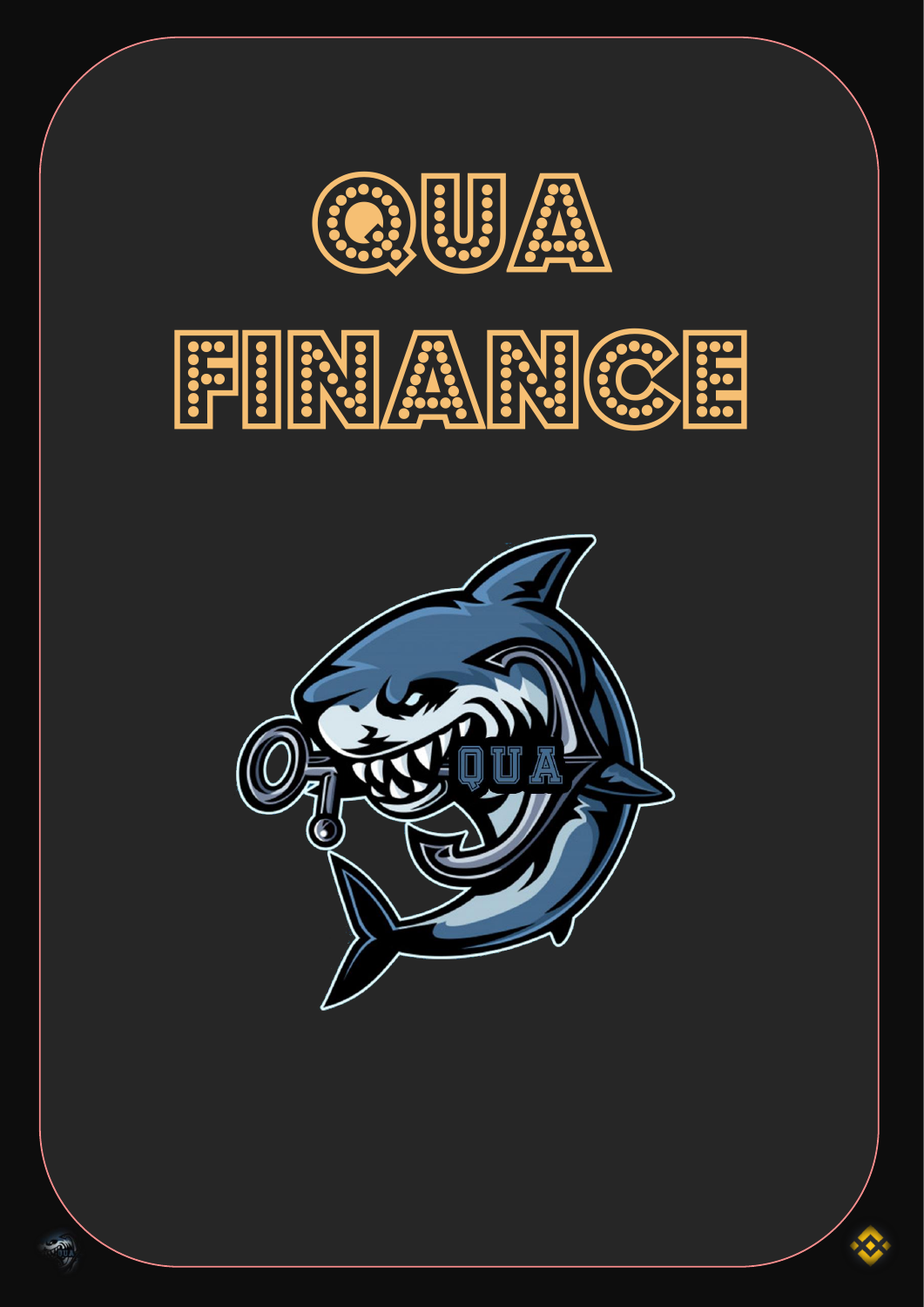# QUA FINANCE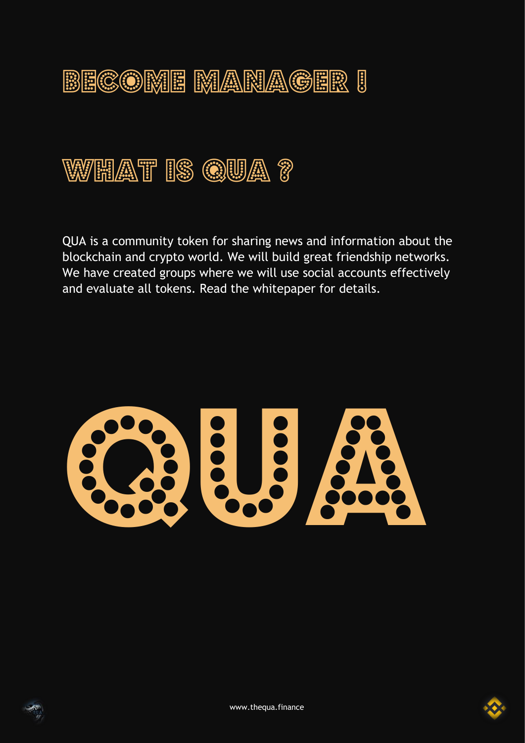# BECOME MANAGER !

## WHAT IS QUA ?

QUA is a community token for sharing news and information about the blockchain and crypto world. We will build great friendship networks. We have created groups where we will use social accounts effectively and evaluate all tokens. Read the whitepaper for details.

QUA

www.thequa.finance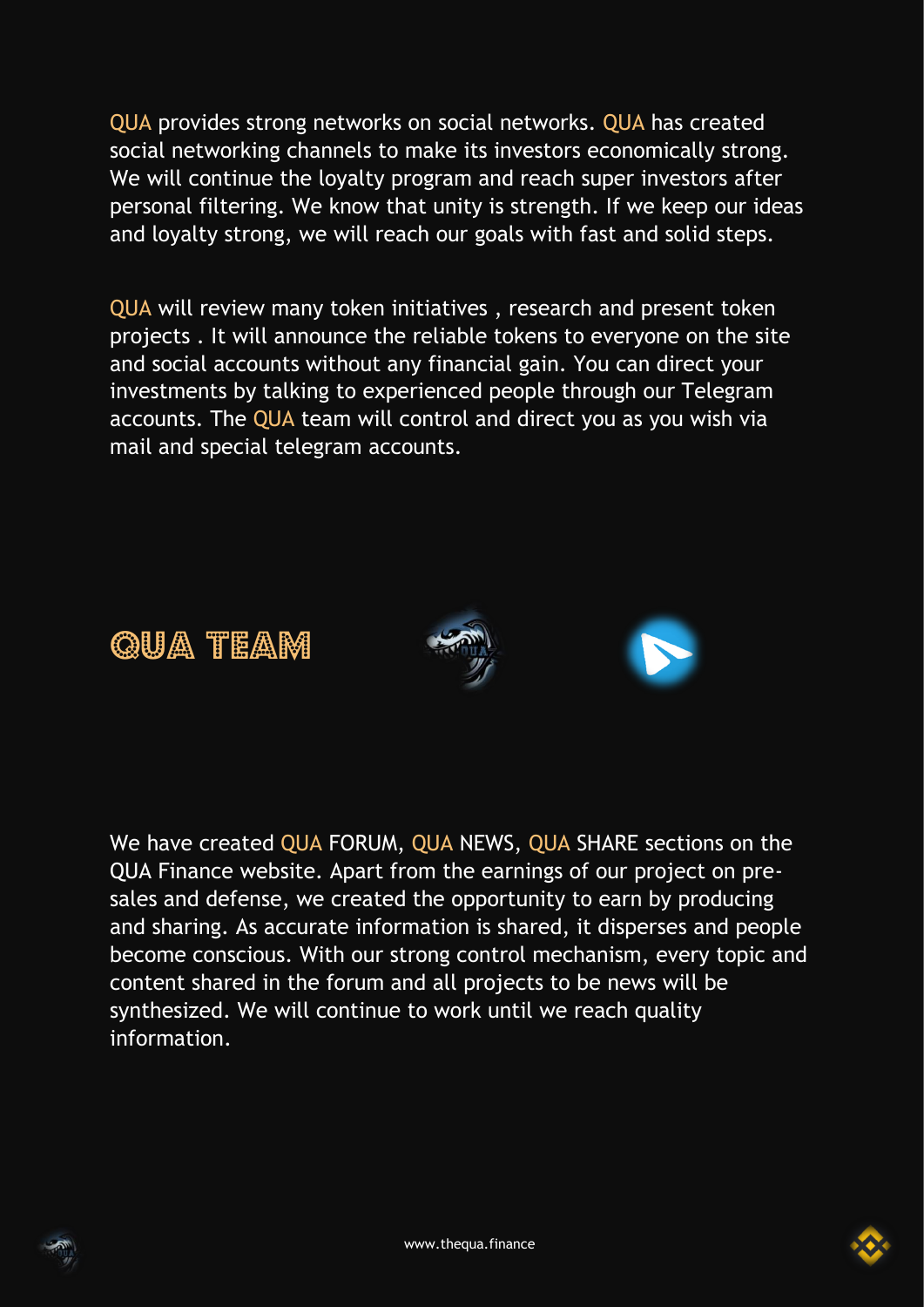QUA provides strong networks on social networks. QUA has created social networking channels to make its investors economically strong. We will continue the loyalty program and reach super investors after personal filtering. We know that unity is strength. If we keep our ideas and loyalty strong, we will reach our goals with fast and solid steps.

QUA will review many token initiatives , research and present token projects . It will announce the reliable tokens to everyone on the site and social accounts without any financial gain. You can direct your investments by talking to experienced people through our Telegram accounts. The QUA team will control and direct you as you wish via mail and special telegram accounts.

## QUA TEAM

We have created QUA FORUM, QUA NEWS, QUA SHARE sections on the QUA Finance website. Apart from the earnings of our project on pre-sales and defense, we created the opportunity to earn by producing and sharing. As accurate information is shared, it disperses and people become conscious. With our strong control mechanism, every topic and content shared in the forum and all projects to be news will be synthesized. We will continue to work until we reach quality information.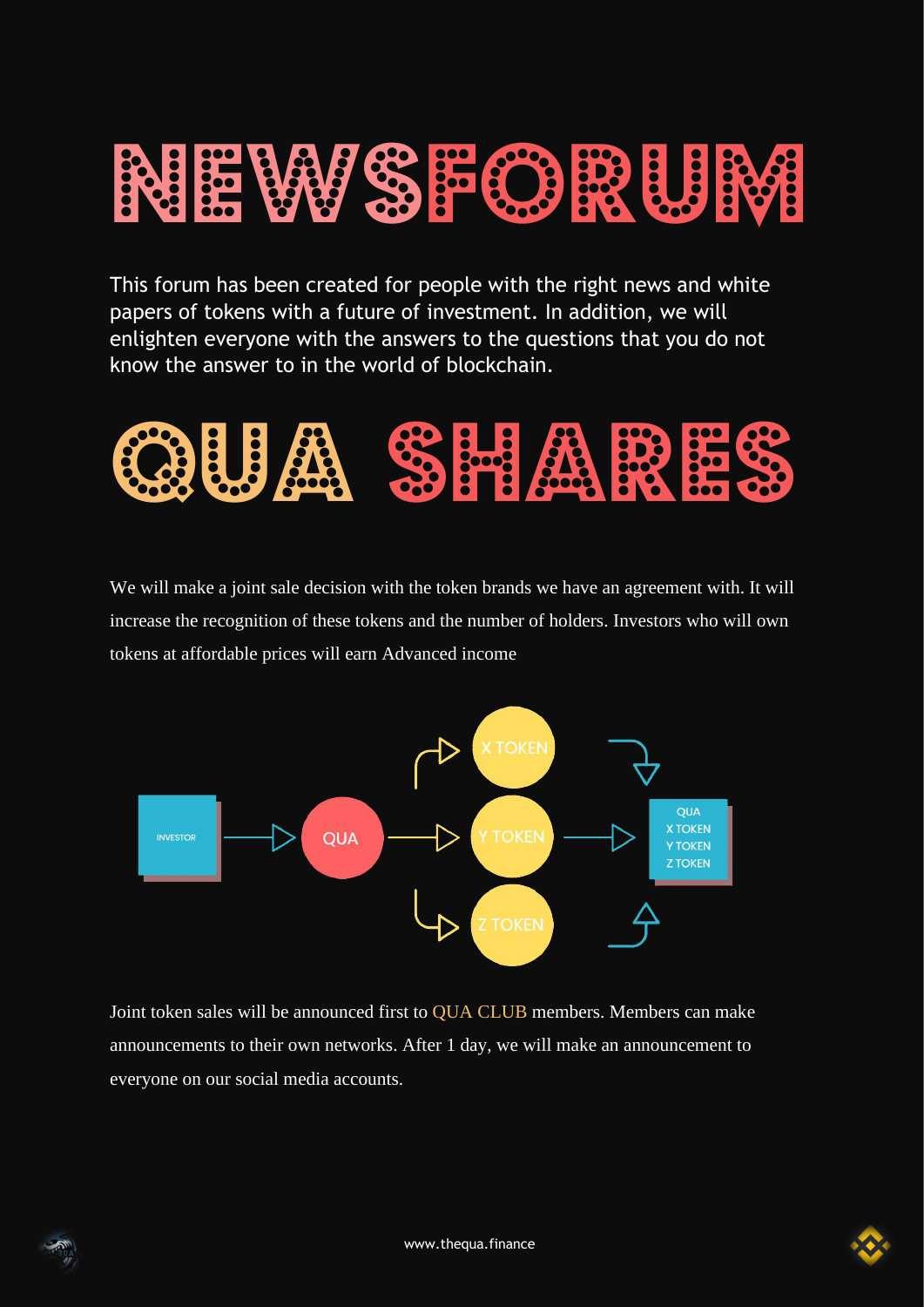# NEWSFORUM

This forum has been created for people with the right news and white papers of tokens with a future of investment. In addition, we will enlighten everyone with the answers to the questions that you do not know the answer to in the world of blockchain.

# QUA SHARES

We will make a joint sale decision with the token brands we have an agreement with. It will increase the recognition of these tokens and the number of holders. Investors who will own tokens at affordable prices will earn Advanced income

INVESTOR → QUA → X TOKEN / Y TOKEN / Z TOKEN → QUA, X TOKEN, Y TOKEN, Z TOKEN

Joint token sales will be announced first to QUA CLUB members. Members can make announcements to their own networks. After 1 day, we will make an announcement to everyone on our social media accounts.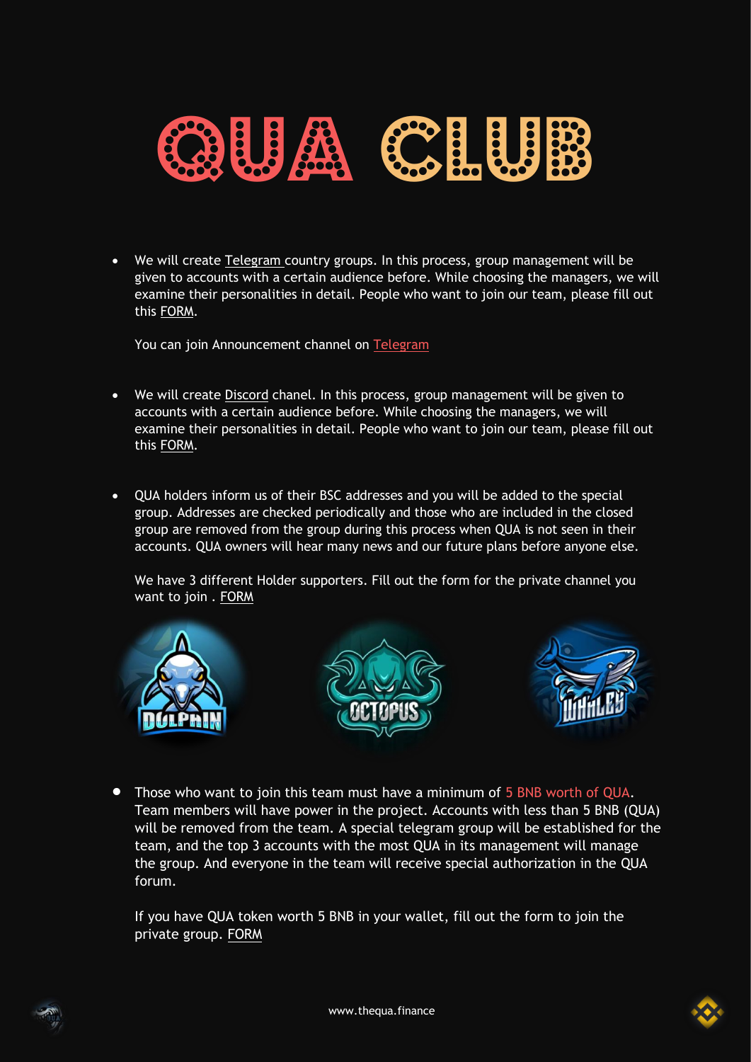# QUA CLUB

- We will create Telegram country groups. In this process, group management will be given to accounts with a certain audience before. While choosing the managers, we will examine their personalities in detail. People who want to join our team, please fill out this FORM.

  You can join Announcement channel on Telegram

- We will create Discord chanel. In this process, group management will be given to accounts with a certain audience before. While choosing the managers, we will examine their personalities in detail. People who want to join our team, please fill out this FORM.

- QUA holders inform us of their BSC addresses and you will be added to the special group. Addresses are checked periodically and those who are included in the closed group are removed from the group during this process when QUA is not seen in their accounts. QUA owners will hear many news and our future plans before anyone else.

  We have 3 different Holder supporters. Fill out the form for the private channel you want to join . FORM

- Those who want to join this team must have a minimum of 5 BNB worth of QUA. Team members will have power in the project. Accounts with less than 5 BNB (QUA) will be removed from the team. A special telegram group will be established for the team, and the top 3 accounts with the most QUA in its management will manage the group. And everyone in the team will receive special authorization in the QUA forum.

  If you have QUA token worth 5 BNB in your wallet, fill out the form to join the private group. FORM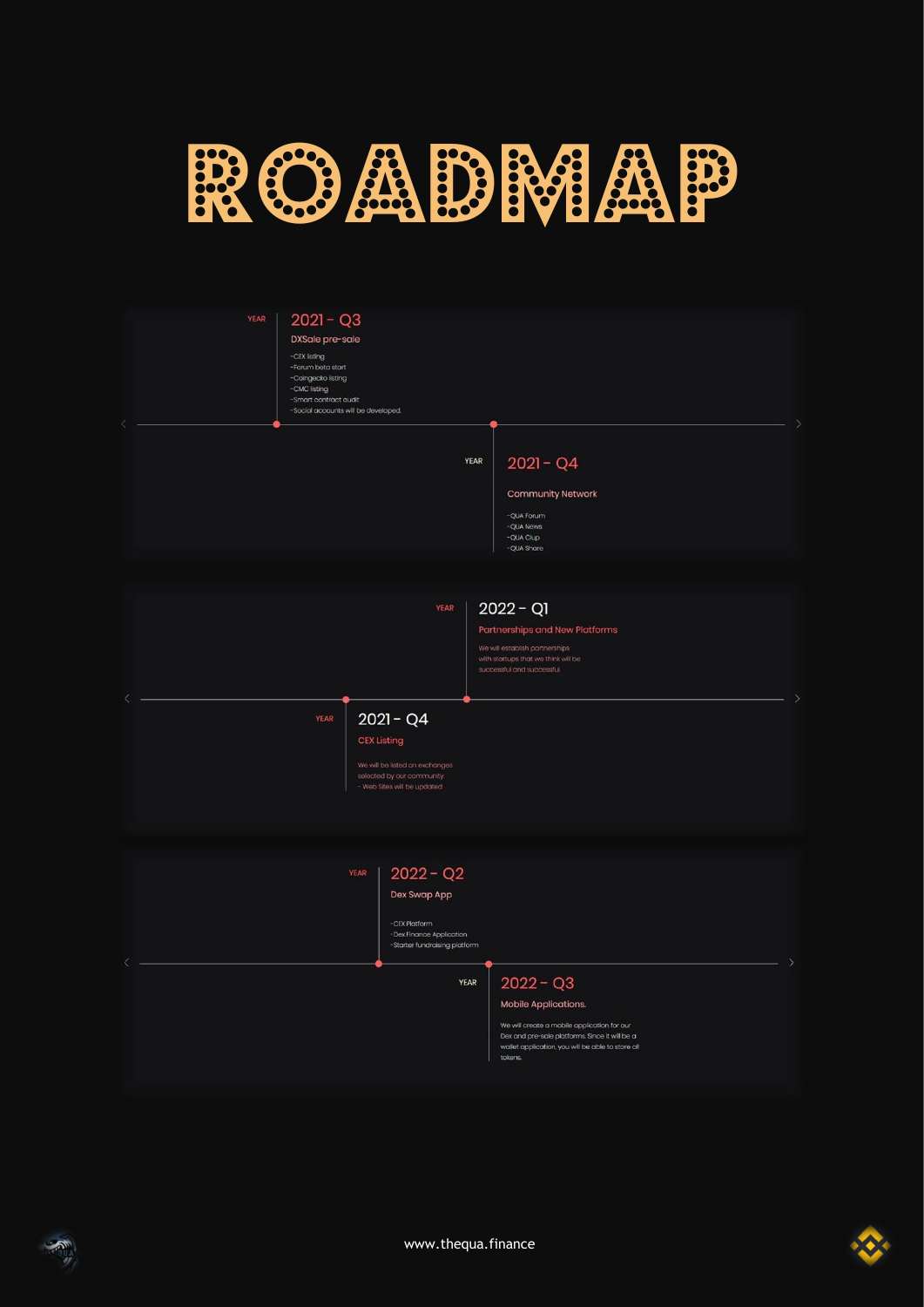# ROADMAP

YEAR

## 2021 - Q3

DXSale pre-sale

- -CEX listing
- -Forum beta start
- -Coingecko listing
- -CMC listing
- -Smart contract audit
- -Social accounts will be developed.

YEAR

## 2021 - Q4

Community Network

- -QUA Forum
- -QUA News
- -QUA Clup
- -QUA Share

YEAR

## 2022 - Q1

Partnerships and New Platforms

We will establish partnerships with startups that we think will be successful and successful.

YEAR

## 2021 - Q4

CEX Listing

We will be listed on exchanges selected by our community.
- Web Sites will be updated

YEAR

## 2022 - Q2

Dex Swap App

- -CEX Platform
- -Dex Finance Application
- -Starter fundraising platform

YEAR

## 2022 - Q3

Mobile Applications.

We will create a mobile application for our Dex and pre-sale platforms. Since it will be a wallet application, you will be able to store all tokens.

www.thequa.finance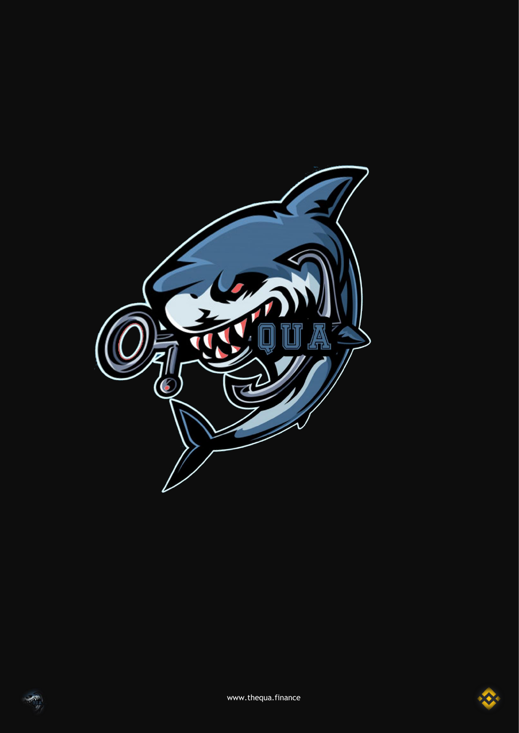www.thequa.finance